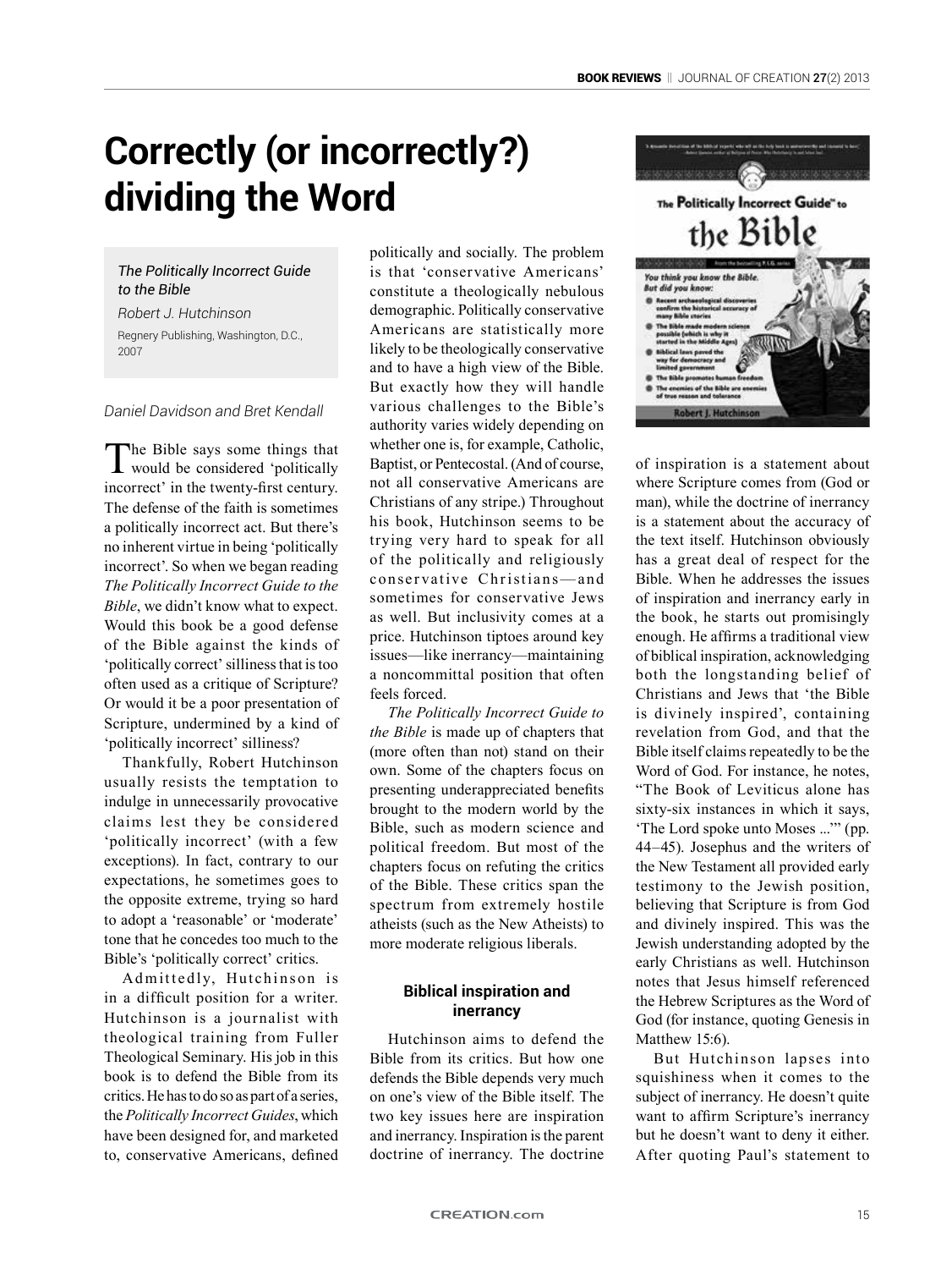# Correctly (or incorrectly?) dividing the Word

*The Politically Incorrect Guide to the Bible*

*Robert J. Hutchinson*

Regnery Publishing, Washington, D.C., 2007

*Daniel Davidson and Bret Kendall*

The Bible says some things that would be considered 'politically incorrect' in the twenty-first century. The defense of the faith is sometimes a politically incorrect act. But there's no inherent virtue in being 'politically incorrect'. So when we began reading *The Politically Incorrect Guide to the Bible*, we didn't know what to expect. Would this book be a good defense of the Bible against the kinds of 'politically correct' silliness that is too often used as a critique of Scripture? Or would it be a poor presentation of Scripture, undermined by a kind of 'politically incorrect' silliness?

Thankfully, Robert Hutchinson usually resists the temptation to indulge in unnecessarily provocative claims lest they be considered 'politically incorrect' (with a few exceptions). In fact, contrary to our expectations, he sometimes goes to the opposite extreme, trying so hard to adopt a 'reasonable' or 'moderate' tone that he concedes too much to the Bible's 'politically correct' critics.

Admittedly, Hutchinson is in a difficult position for a writer. Hutchinson is a journalist with theological training from Fuller Theological Seminary. His job in this book is to defend the Bible from its critics. He has to do so as part of a series, the *Politically Incorrect Guides*, which have been designed for, and marketed to, conservative Americans, defined politically and socially. The problem is that 'conservative Americans' constitute a theologically nebulous demographic. Politically conservative Americans are statistically more likely to be theologically conservative and to have a high view of the Bible. But exactly how they will handle various challenges to the Bible's authority varies widely depending on whether one is, for example, Catholic, Baptist, or Pentecostal. (And of course, not all conservative Americans are Christians of any stripe.) Throughout his book, Hutchinson seems to be trying very hard to speak for all of the politically and religiously conservative Christians—and sometimes for conservative Jews as well. But inclusivity comes at a price. Hutchinson tiptoes around key issues—like inerrancy—maintaining a noncommittal position that often feels forced.

*The Politically Incorrect Guide to the Bible* is made up of chapters that (more often than not) stand on their own. Some of the chapters focus on presenting underappreciated benefits brought to the modern world by the Bible, such as modern science and political freedom. But most of the chapters focus on refuting the critics of the Bible. These critics span the spectrum from extremely hostile atheists (such as the New Atheists) to more moderate religious liberals.

## Biblical inspiration and inerrancy

Hutchinson aims to defend the Bible from its critics. But how one defends the Bible depends very much on one's view of the Bible itself. The two key issues here are inspiration and inerrancy. Inspiration is the parent doctrine of inerrancy. The doctrine of inspiration is a statement about where Scripture comes from (God or man), while the doctrine of inerrancy is a statement about the accuracy of the text itself. Hutchinson obviously has a great deal of respect for the Bible. When he addresses the issues of inspiration and inerrancy early in the book, he starts out promisingly enough. He affirms a traditional view of biblical inspiration, acknowledging both the longstanding belief of Christians and Jews that 'the Bible is divinely inspired', containing revelation from God, and that the Bible itself claims repeatedly to be the Word of God. For instance, he notes, "The Book of Leviticus alone has sixty-six instances in which it says, 'The Lord spoke unto Moses ...'" (pp. 44–45). Josephus and the writers of the New Testament all provided early testimony to the Jewish position, believing that Scripture is from God and divinely inspired. This was the Jewish understanding adopted by the early Christians as well. Hutchinson notes that Jesus himself referenced the Hebrew Scriptures as the Word of God (for instance, quoting Genesis in Matthew 15:6).

But Hutchinson lapses into squishiness when it comes to the subject of inerrancy. He doesn't quite want to affirm Scripture's inerrancy but he doesn't want to deny it either. After quoting Paul's statement to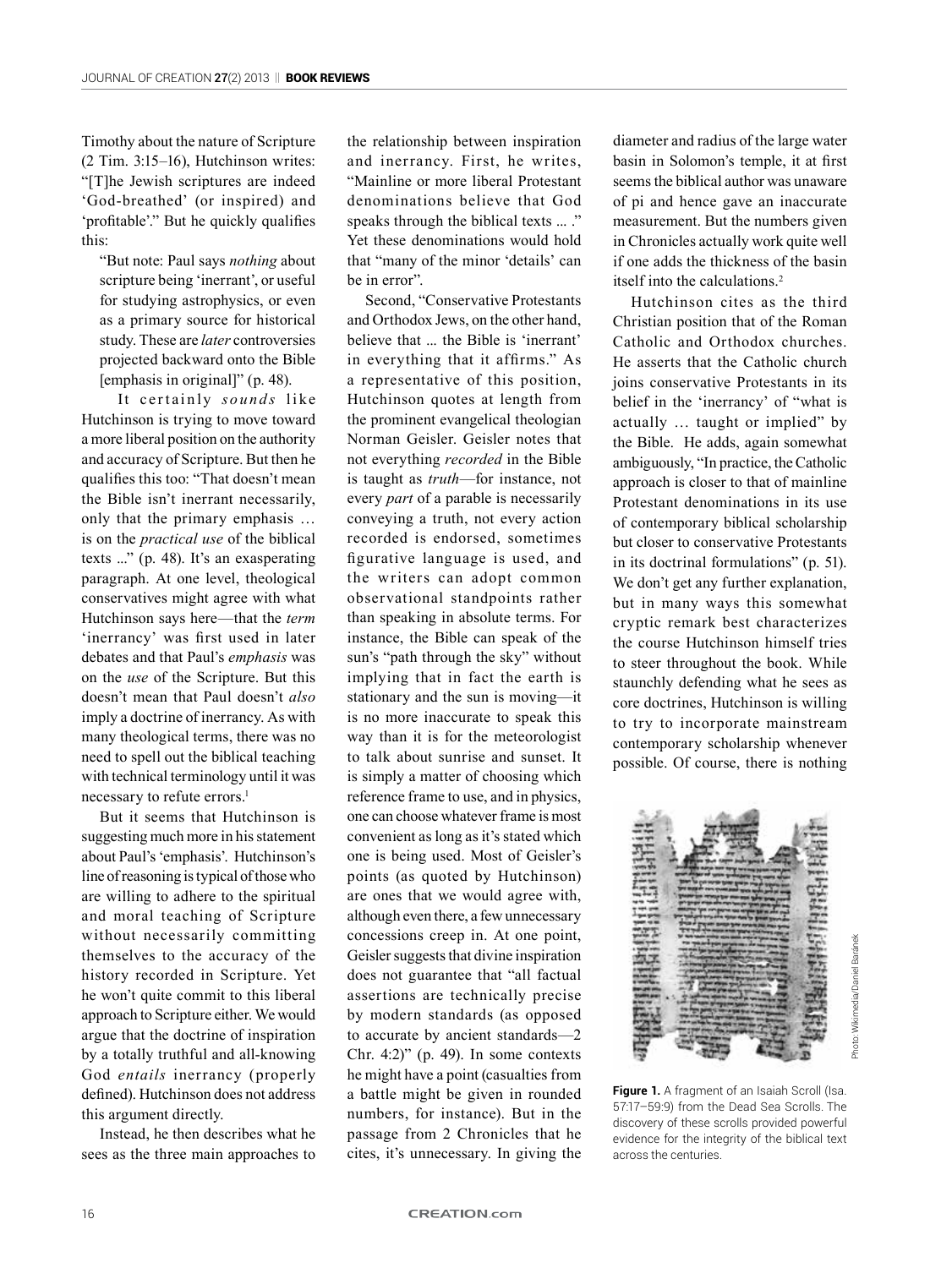Timothy about the nature of Scripture (2 Tim. 3:15–16), Hutchinson writes: "[T]he Jewish scriptures are indeed 'God-breathed' (or inspired) and 'profitable'." But he quickly qualifies this:

> "But note: Paul says *nothing* about scripture being 'inerrant', or useful for studying astrophysics, or even as a primary source for historical study. These are *later* controversies projected backward onto the Bible [emphasis in original]" (p. 48).

It certainly *sounds* like Hutchinson is trying to move toward a more liberal position on the authority and accuracy of Scripture. But then he qualifies this too: "That doesn't mean the Bible isn't inerrant necessarily, only that the primary emphasis … is on the *practical use* of the biblical texts ..." (p. 48). It's an exasperating paragraph. At one level, theological conservatives might agree with what Hutchinson says here—that the *term* 'inerrancy' was first used in later debates and that Paul's *emphasis* was on the *use* of the Scripture. But this doesn't mean that Paul doesn't *also* imply a doctrine of inerrancy. As with many theological terms, there was no need to spell out the biblical teaching with technical terminology until it was necessary to refute errors.[1]

But it seems that Hutchinson is suggesting much more in his statement about Paul's 'emphasis'. Hutchinson's line of reasoning is typical of those who are willing to adhere to the spiritual and moral teaching of Scripture without necessarily committing themselves to the accuracy of the history recorded in Scripture. Yet he won't quite commit to this liberal approach to Scripture either. We would argue that the doctrine of inspiration by a totally truthful and all-knowing God *entails* inerrancy (properly defined). Hutchinson does not address this argument directly.

Instead, he then describes what he sees as the three main approaches to the relationship between inspiration and inerrancy. First, he writes, "Mainline or more liberal Protestant denominations believe that God speaks through the biblical texts ... ." Yet these denominations would hold that "many of the minor 'details' can be in error".

Second, "Conservative Protestants and Orthodox Jews, on the other hand, believe that ... the Bible is 'inerrant' in everything that it affirms." As a representative of this position, Hutchinson quotes at length from the prominent evangelical theologian Norman Geisler. Geisler notes that not everything *recorded* in the Bible is taught as *truth*—for instance, not every *part* of a parable is necessarily conveying a truth, not every action recorded is endorsed, sometimes figurative language is used, and the writers can adopt common observational standpoints rather than speaking in absolute terms. For instance, the Bible can speak of the sun's "path through the sky" without implying that in fact the earth is stationary and the sun is moving—it is no more inaccurate to speak this way than it is for the meteorologist to talk about sunrise and sunset. It is simply a matter of choosing which reference frame to use, and in physics, one can choose whatever frame is most convenient as long as it's stated which one is being used. Most of Geisler's points (as quoted by Hutchinson) are ones that we would agree with, although even there, a few unnecessary concessions creep in. At one point, Geisler suggests that divine inspiration does not guarantee that "all factual assertions are technically precise by modern standards (as opposed to accurate by ancient standards—2 Chr. 4:2)" (p. 49). In some contexts he might have a point (casualties from a battle might be given in rounded numbers, for instance). But in the passage from 2 Chronicles that he cites, it's unnecessary. In giving the diameter and radius of the large water basin in Solomon's temple, it at first seems the biblical author was unaware of pi and hence gave an inaccurate measurement. But the numbers given in Chronicles actually work quite well if one adds the thickness of the basin itself into the calculations.[2]

Hutchinson cites as the third Christian position that of the Roman Catholic and Orthodox churches. He asserts that the Catholic church joins conservative Protestants in its belief in the 'inerrancy' of "what is actually … taught or implied" by the Bible. He adds, again somewhat ambiguously, "In practice, the Catholic approach is closer to that of mainline Protestant denominations in its use of contemporary biblical scholarship but closer to conservative Protestants in its doctrinal formulations" (p. 51). We don't get any further explanation, but in many ways this somewhat cryptic remark best characterizes the course Hutchinson himself tries to steer throughout the book. While staunchly defending what he sees as core doctrines, Hutchinson is willing to try to incorporate mainstream contemporary scholarship whenever possible. Of course, there is nothing

Photo: Wikimedia/Daniel Baránek

**Figure 1.** A fragment of an Isaiah Scroll (Isa. 57:17–59:9) from the Dead Sea Scrolls. The discovery of these scrolls provided powerful evidence for the integrity of the biblical text across the centuries.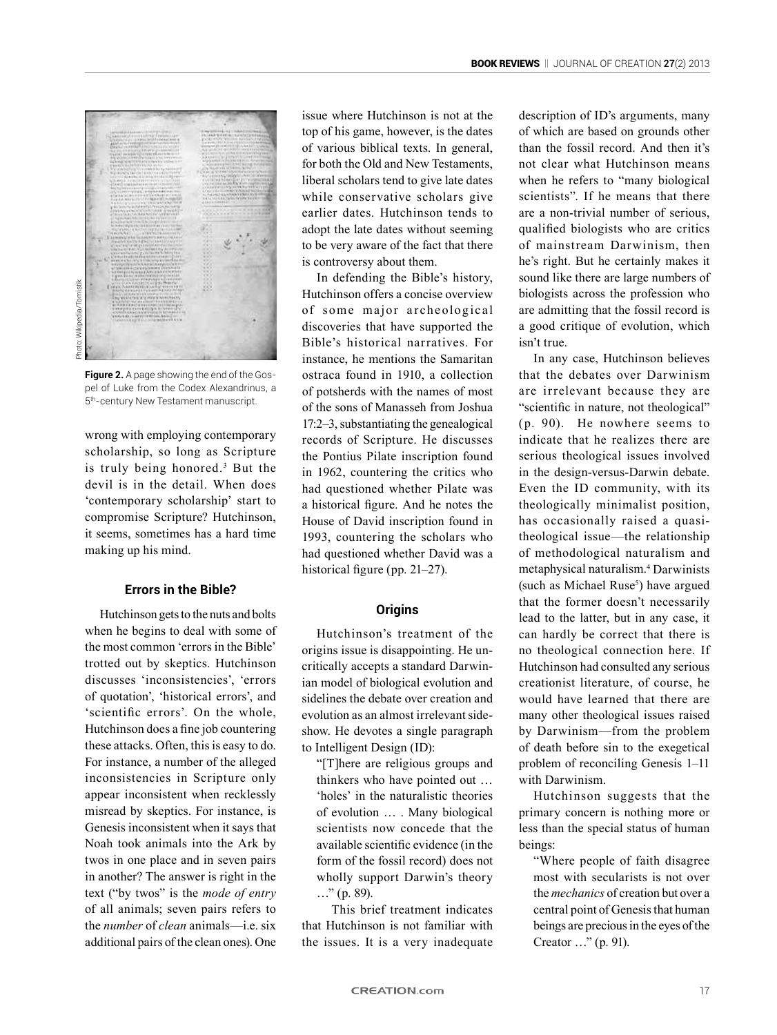**Figure 2.** A page showing the end of the Gospel of Luke from the Codex Alexandrinus, a 5th-century New Testament manuscript.

wrong with employing contemporary scholarship, so long as Scripture is truly being honored.[3] But the devil is in the detail. When does 'contemporary scholarship' start to compromise Scripture? Hutchinson, it seems, sometimes has a hard time making up his mind.

### Errors in the Bible?

Hutchinson gets to the nuts and bolts when he begins to deal with some of the most common 'errors in the Bible' trotted out by skeptics. Hutchinson discusses 'inconsistencies', 'errors of quotation', 'historical errors', and 'scientific errors'. On the whole, Hutchinson does a fine job countering these attacks. Often, this is easy to do. For instance, a number of the alleged inconsistencies in Scripture only appear inconsistent when recklessly misread by skeptics. For instance, is Genesis inconsistent when it says that Noah took animals into the Ark by twos in one place and in seven pairs in another? The answer is right in the text ("by twos" is the *mode of entry* of all animals; seven pairs refers to the *number* of *clean* animals—i.e. six additional pairs of the clean ones). One issue where Hutchinson is not at the top of his game, however, is the dates of various biblical texts. In general, for both the Old and New Testaments, liberal scholars tend to give late dates while conservative scholars give earlier dates. Hutchinson tends to adopt the late dates without seeming to be very aware of the fact that there is controversy about them.

In defending the Bible's history, Hutchinson offers a concise overview of some major archeological discoveries that have supported the Bible's historical narratives. For instance, he mentions the Samaritan ostraca found in 1910, a collection of potsherds with the names of most of the sons of Manasseh from Joshua 17:2–3, substantiating the genealogical records of Scripture. He discusses the Pontius Pilate inscription found in 1962, countering the critics who had questioned whether Pilate was a historical figure. And he notes the House of David inscription found in 1993, countering the scholars who had questioned whether David was a historical figure (pp. 21–27).

### Origins

Hutchinson's treatment of the origins issue is disappointing. He uncritically accepts a standard Darwinian model of biological evolution and sidelines the debate over creation and evolution as an almost irrelevant sideshow. He devotes a single paragraph to Intelligent Design (ID):

> "[T]here are religious groups and thinkers who have pointed out … 'holes' in the naturalistic theories of evolution … . Many biological scientists now concede that the available scientific evidence (in the form of the fossil record) does not wholly support Darwin's theory …" (p. 89).

This brief treatment indicates that Hutchinson is not familiar with the issues. It is a very inadequate description of ID's arguments, many of which are based on grounds other than the fossil record. And then it's not clear what Hutchinson means when he refers to "many biological scientists". If he means that there are a non-trivial number of serious, qualified biologists who are critics of mainstream Darwinism, then he's right. But he certainly makes it sound like there are large numbers of biologists across the profession who are admitting that the fossil record is a good critique of evolution, which isn't true.

In any case, Hutchinson believes that the debates over Darwinism are irrelevant because they are "scientific in nature, not theological" (p. 90). He nowhere seems to indicate that he realizes there are serious theological issues involved in the design-versus-Darwin debate. Even the ID community, with its theologically minimalist position, has occasionally raised a quasi-theological issue—the relationship of methodological naturalism and metaphysical naturalism.[4] Darwinists (such as Michael Ruse[5]) have argued that the former doesn't necessarily lead to the latter, but in any case, it can hardly be correct that there is no theological connection here. If Hutchinson had consulted any serious creationist literature, of course, he would have learned that there are many other theological issues raised by Darwinism—from the problem of death before sin to the exegetical problem of reconciling Genesis 1–11 with Darwinism.

Hutchinson suggests that the primary concern is nothing more or less than the special status of human beings:

> "Where people of faith disagree most with secularists is not over the *mechanics* of creation but over a central point of Genesis that human beings are precious in the eyes of the Creator …" (p. 91).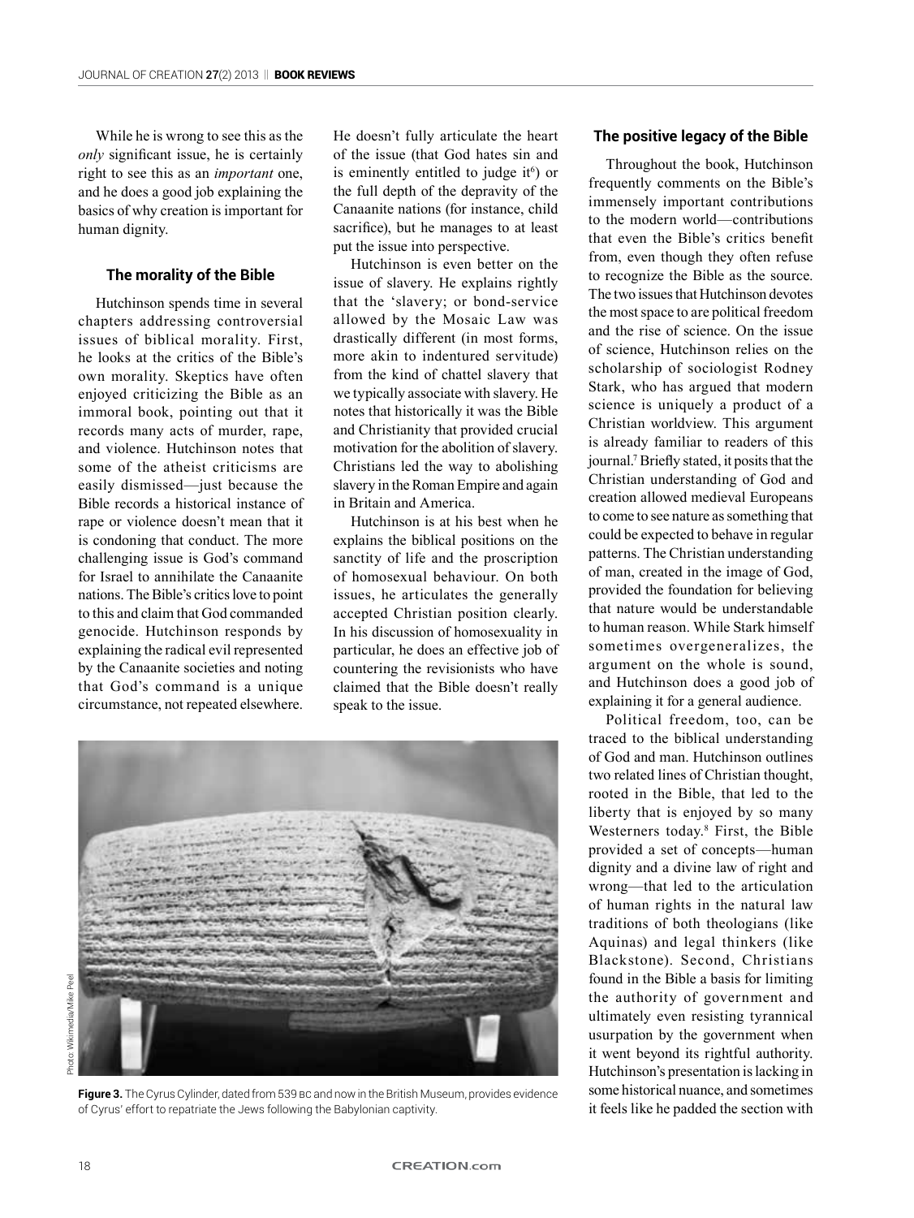While he is wrong to see this as the *only* significant issue, he is certainly right to see this as an *important* one, and he does a good job explaining the basics of why creation is important for human dignity.

### The morality of the Bible

Hutchinson spends time in several chapters addressing controversial issues of biblical morality. First, he looks at the critics of the Bible's own morality. Skeptics have often enjoyed criticizing the Bible as an immoral book, pointing out that it records many acts of murder, rape, and violence. Hutchinson notes that some of the atheist criticisms are easily dismissed—just because the Bible records a historical instance of rape or violence doesn't mean that it is condoning that conduct. The more challenging issue is God's command for Israel to annihilate the Canaanite nations. The Bible's critics love to point to this and claim that God commanded genocide. Hutchinson responds by explaining the radical evil represented by the Canaanite societies and noting that God's command is a unique circumstance, not repeated elsewhere. He doesn't fully articulate the heart of the issue (that God hates sin and is eminently entitled to judge it[6]) or the full depth of the depravity of the Canaanite nations (for instance, child sacrifice), but he manages to at least put the issue into perspective.

Hutchinson is even better on the issue of slavery. He explains rightly that the 'slavery; or bond-service allowed by the Mosaic Law was drastically different (in most forms, more akin to indentured servitude) from the kind of chattel slavery that we typically associate with slavery. He notes that historically it was the Bible and Christianity that provided crucial motivation for the abolition of slavery. Christians led the way to abolishing slavery in the Roman Empire and again in Britain and America.

Hutchinson is at his best when he explains the biblical positions on the sanctity of life and the proscription of homosexual behaviour. On both issues, he articulates the generally accepted Christian position clearly. In his discussion of homosexuality in particular, he does an effective job of countering the revisionists who have claimed that the Bible doesn't really speak to the issue.

**Figure 3.** The Cyrus Cylinder, dated from 539 BC and now in the British Museum, provides evidence of Cyrus' effort to repatriate the Jews following the Babylonian captivity.

### The positive legacy of the Bible

Throughout the book, Hutchinson frequently comments on the Bible's immensely important contributions to the modern world—contributions that even the Bible's critics benefit from, even though they often refuse to recognize the Bible as the source. The two issues that Hutchinson devotes the most space to are political freedom and the rise of science. On the issue of science, Hutchinson relies on the scholarship of sociologist Rodney Stark, who has argued that modern science is uniquely a product of a Christian worldview. This argument is already familiar to readers of this journal.[7] Briefly stated, it posits that the Christian understanding of God and creation allowed medieval Europeans to come to see nature as something that could be expected to behave in regular patterns. The Christian understanding of man, created in the image of God, provided the foundation for believing that nature would be understandable to human reason. While Stark himself sometimes overgeneralizes, the argument on the whole is sound, and Hutchinson does a good job of explaining it for a general audience.

Political freedom, too, can be traced to the biblical understanding of God and man. Hutchinson outlines two related lines of Christian thought, rooted in the Bible, that led to the liberty that is enjoyed by so many Westerners today.[8] First, the Bible provided a set of concepts—human dignity and a divine law of right and wrong—that led to the articulation of human rights in the natural law traditions of both theologians (like Aquinas) and legal thinkers (like Blackstone). Second, Christians found in the Bible a basis for limiting the authority of government and ultimately even resisting tyrannical usurpation by the government when it went beyond its rightful authority. Hutchinson's presentation is lacking in some historical nuance, and sometimes it feels like he padded the section with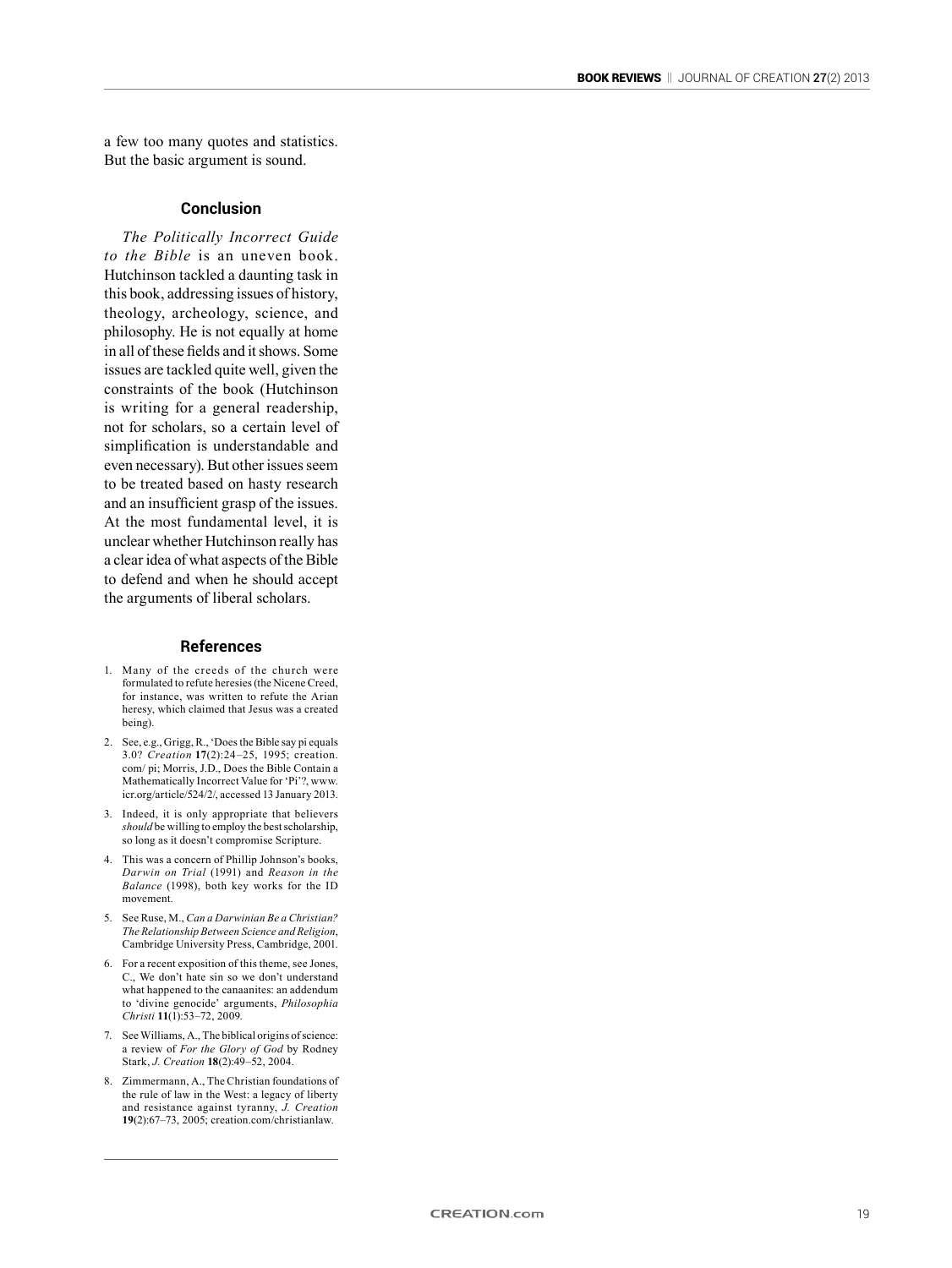a few too many quotes and statistics. But the basic argument is sound.

## Conclusion

*The Politically Incorrect Guide to the Bible* is an uneven book. Hutchinson tackled a daunting task in this book, addressing issues of history, theology, archeology, science, and philosophy. He is not equally at home in all of these fields and it shows. Some issues are tackled quite well, given the constraints of the book (Hutchinson is writing for a general readership, not for scholars, so a certain level of simplification is understandable and even necessary). But other issues seem to be treated based on hasty research and an insufficient grasp of the issues. At the most fundamental level, it is unclear whether Hutchinson really has a clear idea of what aspects of the Bible to defend and when he should accept the arguments of liberal scholars.

## References

1. Many of the creeds of the church were formulated to refute heresies (the Nicene Creed, for instance, was written to refute the Arian heresy, which claimed that Jesus was a created being).
2. See, e.g., Grigg, R., 'Does the Bible say pi equals 3.0? *Creation* **17**(2):24–25, 1995; creation.com/ pi; Morris, J.D., Does the Bible Contain a Mathematically Incorrect Value for 'Pi'?, www.icr.org/article/524/2/, accessed 13 January 2013.
3. Indeed, it is only appropriate that believers *should* be willing to employ the best scholarship, so long as it doesn't compromise Scripture.
4. This was a concern of Phillip Johnson's books, *Darwin on Trial* (1991) and *Reason in the Balance* (1998), both key works for the ID movement.
5. See Ruse, M., *Can a Darwinian Be a Christian? The Relationship Between Science and Religion*, Cambridge University Press, Cambridge, 2001.
6. For a recent exposition of this theme, see Jones, C., We don't hate sin so we don't understand what happened to the canaanites: an addendum to 'divine genocide' arguments, *Philosophia Christi* **11**(1):53–72, 2009.
7. See Williams, A., The biblical origins of science: a review of *For the Glory of God* by Rodney Stark, *J. Creation* **18**(2):49–52, 2004.
8. Zimmermann, A., The Christian foundations of the rule of law in the West: a legacy of liberty and resistance against tyranny, *J. Creation* **19**(2):67–73, 2005; creation.com/christianlaw.